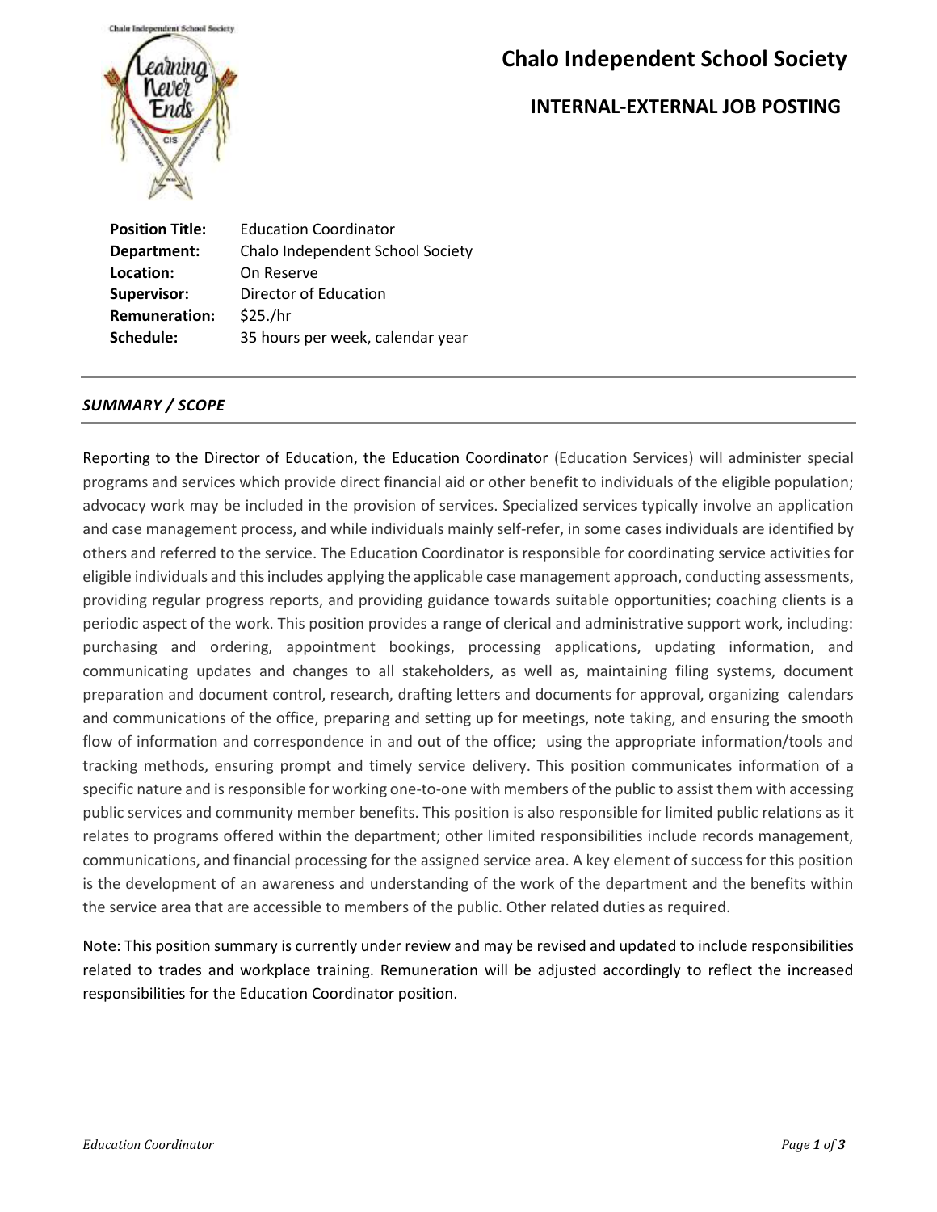# Chalo Independent School Society

## INTERNAL-EXTERNAL JOB POSTING

| | |
|---|---|
| **Position Title:** | Education Coordinator |
| **Department:** | Chalo Independent School Society |
| **Location:** | On Reserve |
| **Supervisor:** | Director of Education |
| **Remuneration:** | $25./hr |
| **Schedule:** | 35 hours per week, calendar year |

### *SUMMARY / SCOPE*

Reporting to the Director of Education, the Education Coordinator (Education Services) will administer special programs and services which provide direct financial aid or other benefit to individuals of the eligible population; advocacy work may be included in the provision of services. Specialized services typically involve an application and case management process, and while individuals mainly self-refer, in some cases individuals are identified by others and referred to the service. The Education Coordinator is responsible for coordinating service activities for eligible individuals and this includes applying the applicable case management approach, conducting assessments, providing regular progress reports, and providing guidance towards suitable opportunities; coaching clients is a periodic aspect of the work. This position provides a range of clerical and administrative support work, including: purchasing and ordering, appointment bookings, processing applications, updating information, and communicating updates and changes to all stakeholders, as well as, maintaining filing systems, document preparation and document control, research, drafting letters and documents for approval, organizing calendars and communications of the office, preparing and setting up for meetings, note taking, and ensuring the smooth flow of information and correspondence in and out of the office; using the appropriate information/tools and tracking methods, ensuring prompt and timely service delivery. This position communicates information of a specific nature and is responsible for working one-to-one with members of the public to assist them with accessing public services and community member benefits. This position is also responsible for limited public relations as it relates to programs offered within the department; other limited responsibilities include records management, communications, and financial processing for the assigned service area. A key element of success for this position is the development of an awareness and understanding of the work of the department and the benefits within the service area that are accessible to members of the public. Other related duties as required.

Note: This position summary is currently under review and may be revised and updated to include responsibilities related to trades and workplace training. Remuneration will be adjusted accordingly to reflect the increased responsibilities for the Education Coordinator position.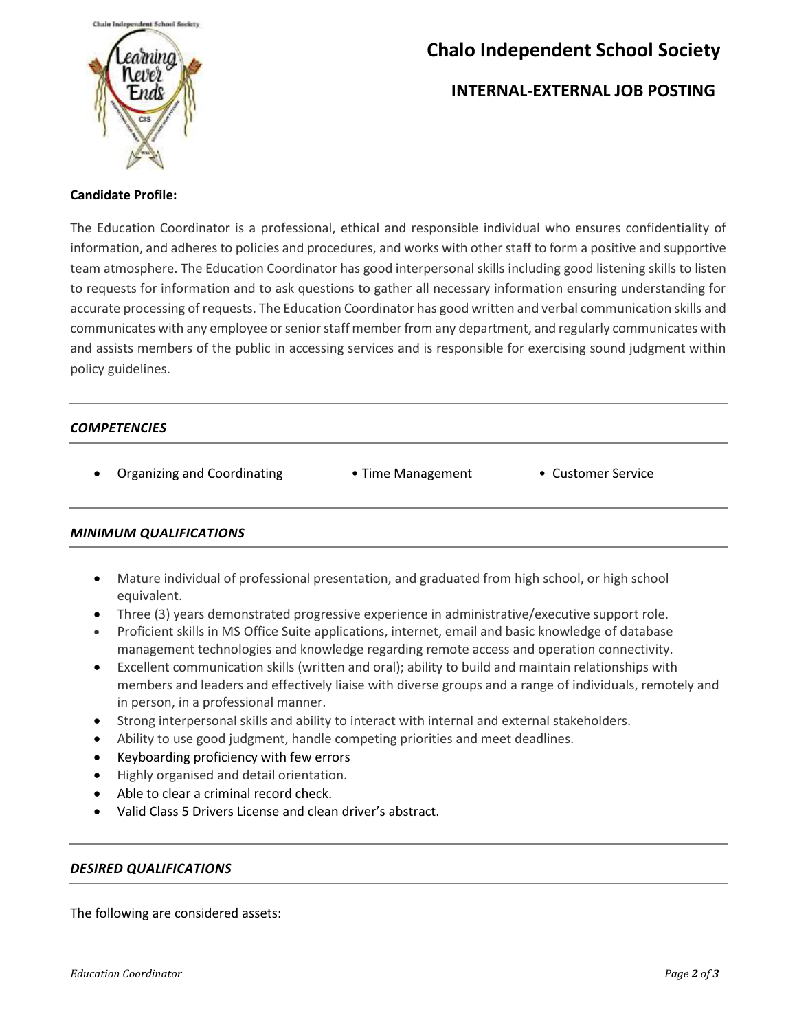# Chalo Independent School Society

## INTERNAL-EXTERNAL JOB POSTING

**Candidate Profile:**

The Education Coordinator is a professional, ethical and responsible individual who ensures confidentiality of information, and adheres to policies and procedures, and works with other staff to form a positive and supportive team atmosphere. The Education Coordinator has good interpersonal skills including good listening skills to listen to requests for information and to ask questions to gather all necessary information ensuring understanding for accurate processing of requests. The Education Coordinator has good written and verbal communication skills and communicates with any employee or senior staff member from any department, and regularly communicates with and assists members of the public in accessing services and is responsible for exercising sound judgment within policy guidelines.

### *COMPETENCIES*

- Organizing and Coordinating
- Time Management
- Customer Service

### *MINIMUM QUALIFICATIONS*

- Mature individual of professional presentation, and graduated from high school, or high school equivalent.
- Three (3) years demonstrated progressive experience in administrative/executive support role.
- Proficient skills in MS Office Suite applications, internet, email and basic knowledge of database management technologies and knowledge regarding remote access and operation connectivity.
- Excellent communication skills (written and oral); ability to build and maintain relationships with members and leaders and effectively liaise with diverse groups and a range of individuals, remotely and in person, in a professional manner.
- Strong interpersonal skills and ability to interact with internal and external stakeholders.
- Ability to use good judgment, handle competing priorities and meet deadlines.
- Keyboarding proficiency with few errors
- Highly organised and detail orientation.
- Able to clear a criminal record check.
- Valid Class 5 Drivers License and clean driver's abstract.

### *DESIRED QUALIFICATIONS*

The following are considered assets: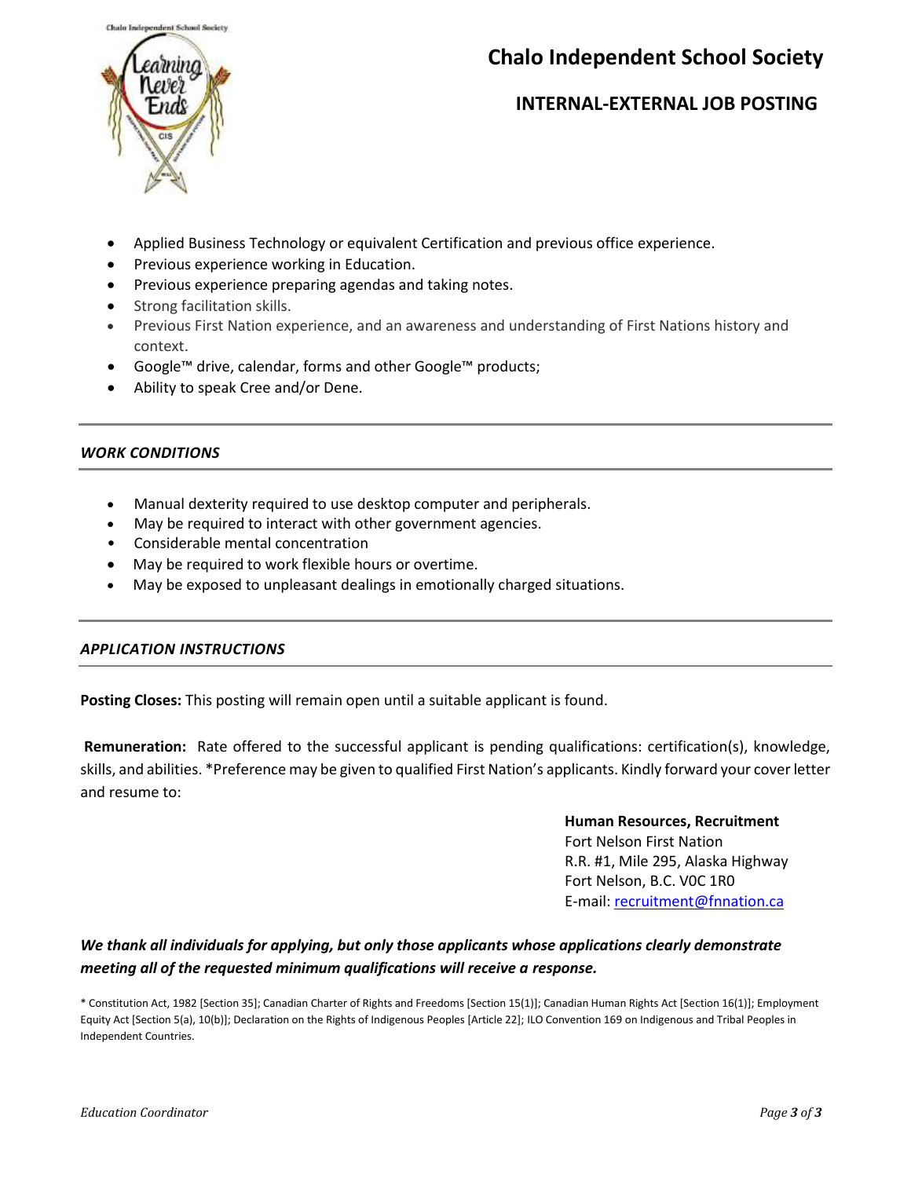# Chalo Independent School Society

## INTERNAL-EXTERNAL JOB POSTING

- Applied Business Technology or equivalent Certification and previous office experience.
- Previous experience working in Education.
- Previous experience preparing agendas and taking notes.
- Strong facilitation skills.
- Previous First Nation experience, and an awareness and understanding of First Nations history and context.
- Google™ drive, calendar, forms and other Google™ products;
- Ability to speak Cree and/or Dene.

### *WORK CONDITIONS*

- Manual dexterity required to use desktop computer and peripherals.
- May be required to interact with other government agencies.
- Considerable mental concentration
- May be required to work flexible hours or overtime.
- May be exposed to unpleasant dealings in emotionally charged situations.

### *APPLICATION INSTRUCTIONS*

**Posting Closes:** This posting will remain open until a suitable applicant is found.

**Remuneration:** Rate offered to the successful applicant is pending qualifications: certification(s), knowledge, skills, and abilities. *Preference may be given to qualified First Nation's applicants. Kindly forward your cover letter and resume to:

**Human Resources, Recruitment**
Fort Nelson First Nation
R.R. #1, Mile 295, Alaska Highway
Fort Nelson, B.C. V0C 1R0
E-mail: recruitment@fnnation.ca

***We thank all individuals for applying, but only those applicants whose applications clearly demonstrate meeting all of the requested minimum qualifications will receive a response.***

* Constitution Act, 1982 [Section 35]; Canadian Charter of Rights and Freedoms [Section 15(1)]; Canadian Human Rights Act [Section 16(1)]; Employment Equity Act [Section 5(a), 10(b)]; Declaration on the Rights of Indigenous Peoples [Article 22]; ILO Convention 169 on Indigenous and Tribal Peoples in Independent Countries.